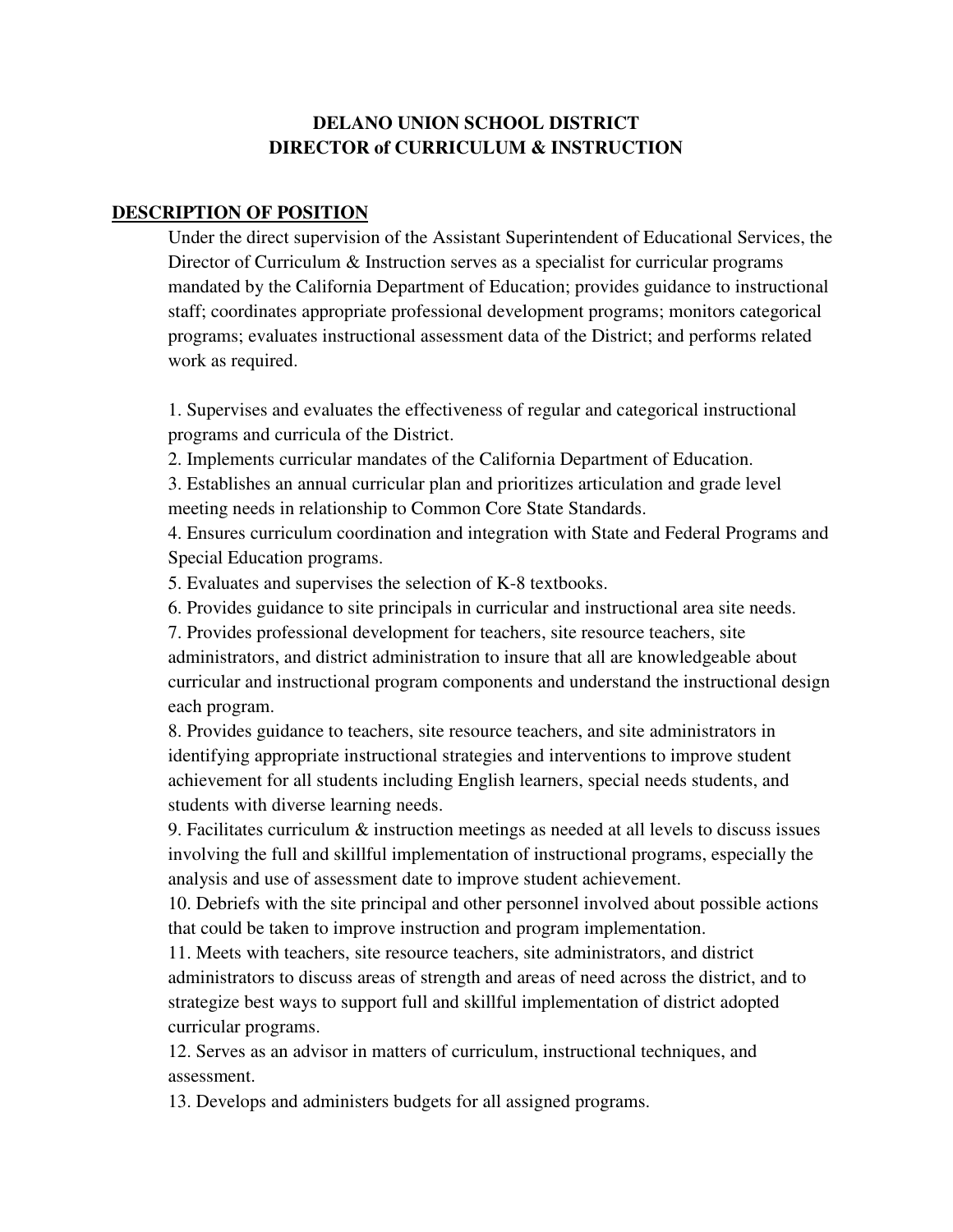# DELANO UNION SCHOOL DISTRICT
# DIRECTOR of CURRICULUM & INSTRUCTION

## DESCRIPTION OF POSITION

Under the direct supervision of the Assistant Superintendent of Educational Services, the Director of Curriculum & Instruction serves as a specialist for curricular programs mandated by the California Department of Education; provides guidance to instructional staff; coordinates appropriate professional development programs; monitors categorical programs; evaluates instructional assessment data of the District; and performs related work as required.

1. Supervises and evaluates the effectiveness of regular and categorical instructional programs and curricula of the District.
2. Implements curricular mandates of the California Department of Education.
3. Establishes an annual curricular plan and prioritizes articulation and grade level meeting needs in relationship to Common Core State Standards.
4. Ensures curriculum coordination and integration with State and Federal Programs and Special Education programs.
5. Evaluates and supervises the selection of K-8 textbooks.
6. Provides guidance to site principals in curricular and instructional area site needs.
7. Provides professional development for teachers, site resource teachers, site administrators, and district administration to insure that all are knowledgeable about curricular and instructional program components and understand the instructional design each program.
8. Provides guidance to teachers, site resource teachers, and site administrators in identifying appropriate instructional strategies and interventions to improve student achievement for all students including English learners, special needs students, and students with diverse learning needs.
9. Facilitates curriculum & instruction meetings as needed at all levels to discuss issues involving the full and skillful implementation of instructional programs, especially the analysis and use of assessment date to improve student achievement.
10. Debriefs with the site principal and other personnel involved about possible actions that could be taken to improve instruction and program implementation.
11. Meets with teachers, site resource teachers, site administrators, and district administrators to discuss areas of strength and areas of need across the district, and to strategize best ways to support full and skillful implementation of district adopted curricular programs.
12. Serves as an advisor in matters of curriculum, instructional techniques, and assessment.
13. Develops and administers budgets for all assigned programs.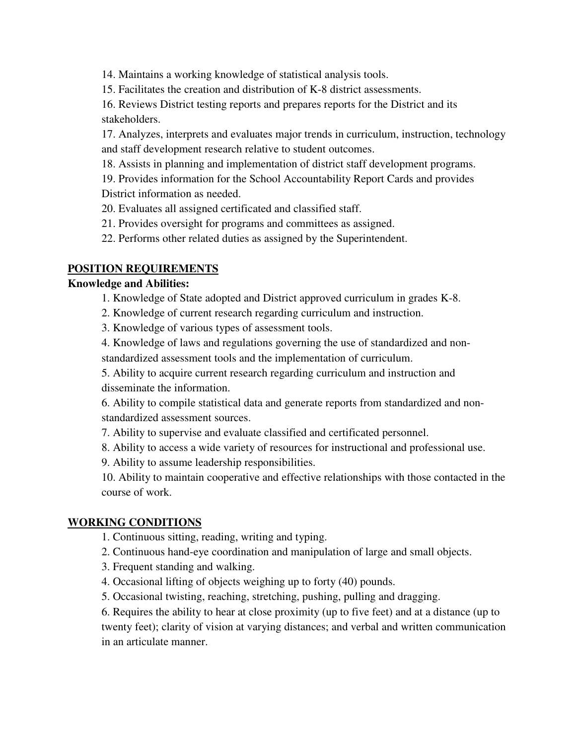14. Maintains a working knowledge of statistical analysis tools.
15. Facilitates the creation and distribution of K-8 district assessments.
16. Reviews District testing reports and prepares reports for the District and its stakeholders.
17. Analyzes, interprets and evaluates major trends in curriculum, instruction, technology and staff development research relative to student outcomes.
18. Assists in planning and implementation of district staff development programs.
19. Provides information for the School Accountability Report Cards and provides District information as needed.
20. Evaluates all assigned certificated and classified staff.
21. Provides oversight for programs and committees as assigned.
22. Performs other related duties as assigned by the Superintendent.

## POSITION REQUIREMENTS

**Knowledge and Abilities:**

1. Knowledge of State adopted and District approved curriculum in grades K-8.
2. Knowledge of current research regarding curriculum and instruction.
3. Knowledge of various types of assessment tools.
4. Knowledge of laws and regulations governing the use of standardized and non-standardized assessment tools and the implementation of curriculum.
5. Ability to acquire current research regarding curriculum and instruction and disseminate the information.
6. Ability to compile statistical data and generate reports from standardized and non-standardized assessment sources.
7. Ability to supervise and evaluate classified and certificated personnel.
8. Ability to access a wide variety of resources for instructional and professional use.
9. Ability to assume leadership responsibilities.
10. Ability to maintain cooperative and effective relationships with those contacted in the course of work.

## WORKING CONDITIONS

1. Continuous sitting, reading, writing and typing.
2. Continuous hand-eye coordination and manipulation of large and small objects.
3. Frequent standing and walking.
4. Occasional lifting of objects weighing up to forty (40) pounds.
5. Occasional twisting, reaching, stretching, pushing, pulling and dragging.
6. Requires the ability to hear at close proximity (up to five feet) and at a distance (up to twenty feet); clarity of vision at varying distances; and verbal and written communication in an articulate manner.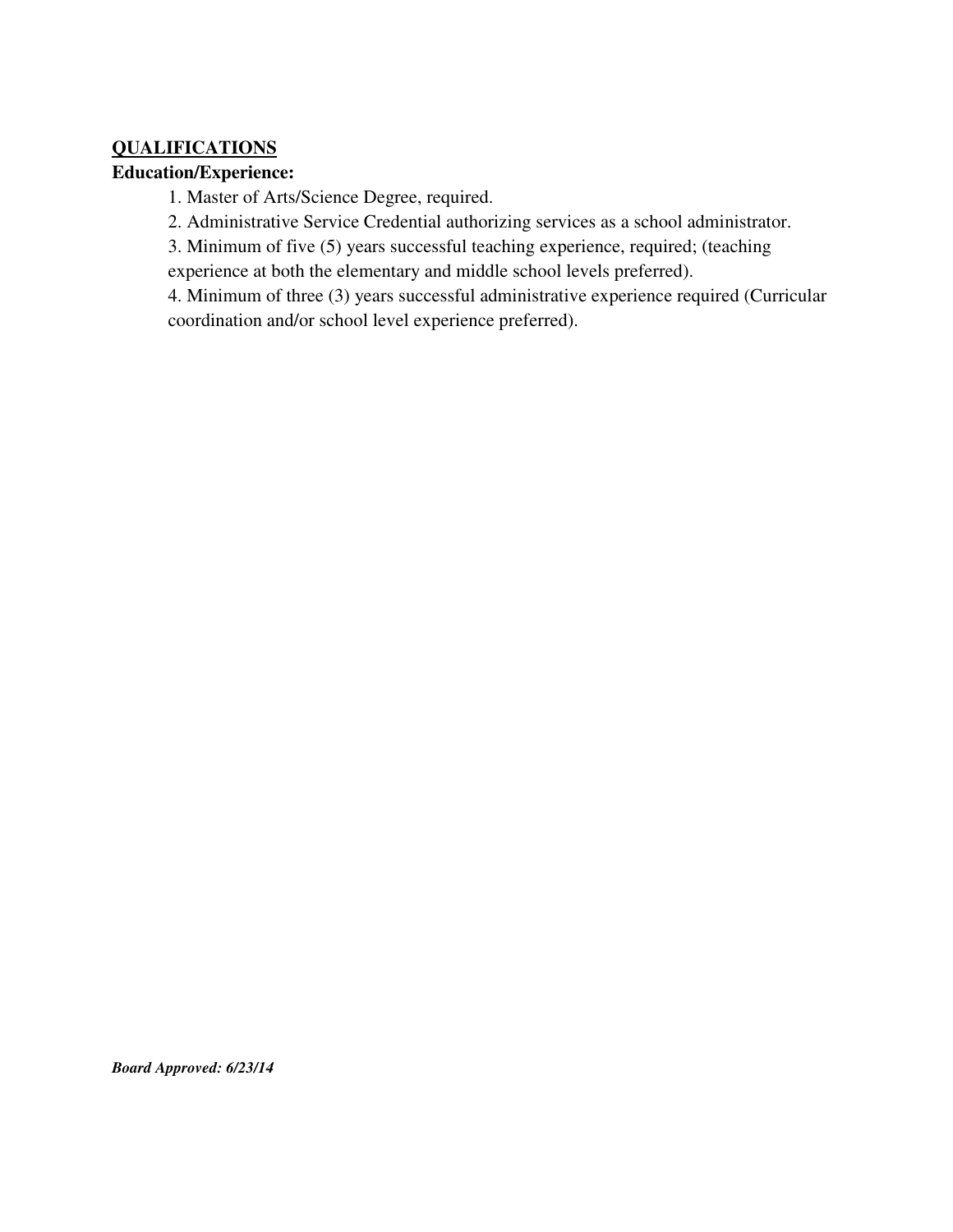**<u>QUALIFICATIONS</u>**

**Education/Experience:**

1. Master of Arts/Science Degree, required.
2. Administrative Service Credential authorizing services as a school administrator.
3. Minimum of five (5) years successful teaching experience, required; (teaching experience at both the elementary and middle school levels preferred).
4. Minimum of three (3) years successful administrative experience required (Curricular coordination and/or school level experience preferred).

***Board Approved: 6/23/14***